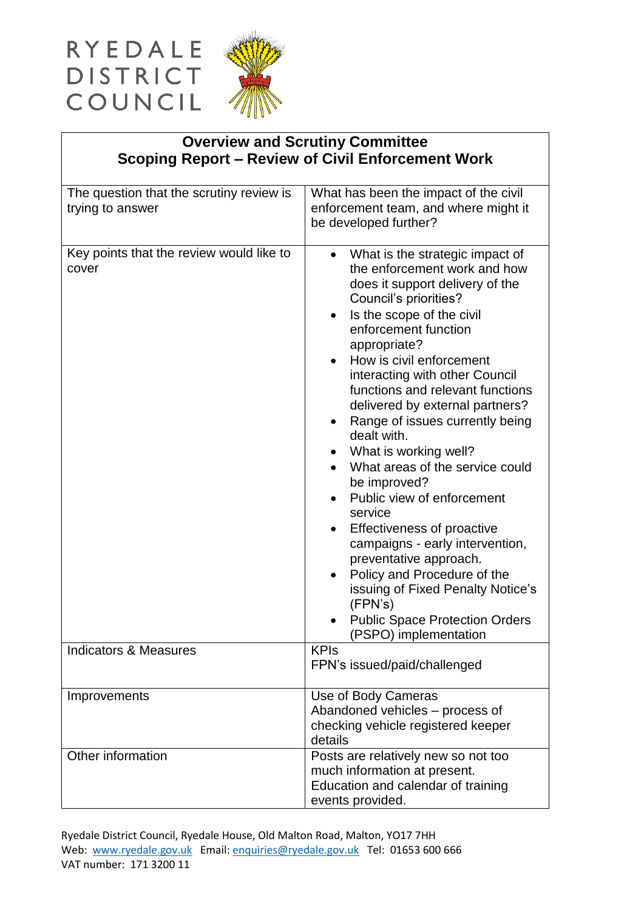RYEDALE DISTRICT COUNCIL

# Overview and Scrutiny Committee
## Scoping Report – Review of Civil Enforcement Work

| | |
|---|---|
| The question that the scrutiny review is trying to answer | What has been the impact of the civil enforcement team, and where might it be developed further? |
| Key points that the review would like to cover | • What is the strategic impact of the enforcement work and how does it support delivery of the Council's priorities?<br>• Is the scope of the civil enforcement function appropriate?<br>• How is civil enforcement interacting with other Council functions and relevant functions delivered by external partners?<br>• Range of issues currently being dealt with.<br>• What is working well?<br>• What areas of the service could be improved?<br>• Public view of enforcement service<br>• Effectiveness of proactive campaigns - early intervention, preventative approach.<br>• Policy and Procedure of the issuing of Fixed Penalty Notice's (FPN's)<br>• Public Space Protection Orders (PSPO) implementation |
| Indicators & Measures | KPIs<br>FPN's issued/paid/challenged |
| Improvements | Use of Body Cameras<br>Abandoned vehicles – process of checking vehicle registered keeper details |
| Other information | Posts are relatively new so not too much information at present.<br>Education and calendar of training events provided. |

Ryedale District Council, Ryedale House, Old Malton Road, Malton, YO17 7HH
Web: www.ryedale.gov.uk Email: enquiries@ryedale.gov.uk Tel: 01653 600 666
VAT number: 171 3200 11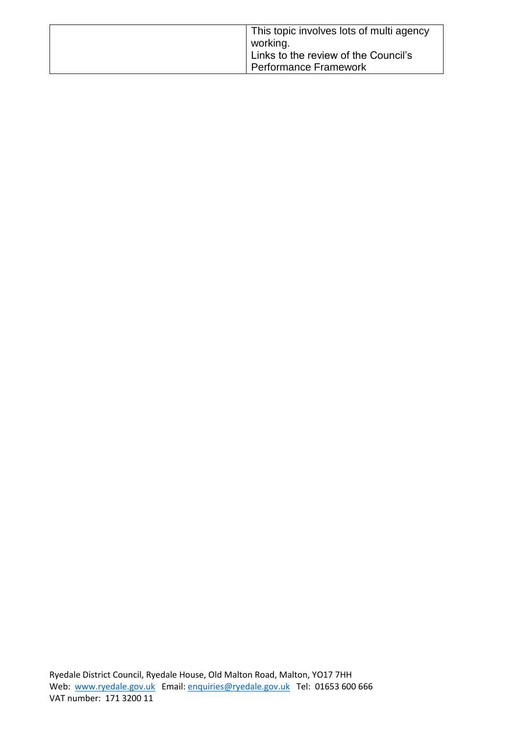| | |
|---|---|
| | This topic involves lots of multi agency working.<br>Links to the review of the Council's Performance Framework |

Ryedale District Council, Ryedale House, Old Malton Road, Malton, YO17 7HH
Web: www.ryedale.gov.uk Email: enquiries@ryedale.gov.uk Tel: 01653 600 666
VAT number: 171 3200 11